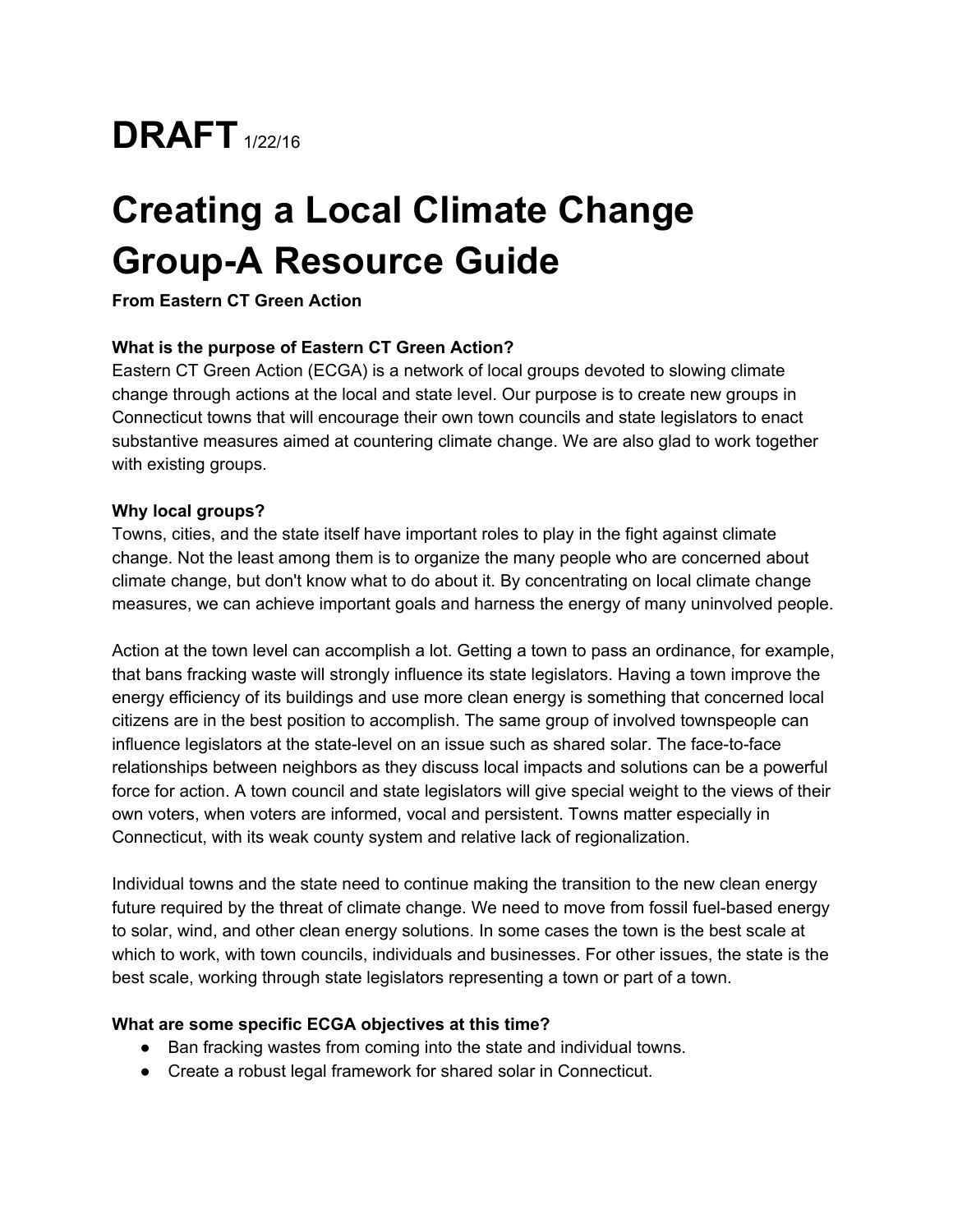# DRAFT 1/22/16

# Creating a Local Climate Change Group-A Resource Guide

**From Eastern CT Green Action**

**What is the purpose of Eastern CT Green Action?**

Eastern CT Green Action (ECGA) is a network of local groups devoted to slowing climate change through actions at the local and state level. Our purpose is to create new groups in Connecticut towns that will encourage their own town councils and state legislators to enact substantive measures aimed at countering climate change. We are also glad to work together with existing groups.

**Why local groups?**

Towns, cities, and the state itself have important roles to play in the fight against climate change. Not the least among them is to organize the many people who are concerned about climate change, but don't know what to do about it. By concentrating on local climate change measures, we can achieve important goals and harness the energy of many uninvolved people.

Action at the town level can accomplish a lot. Getting a town to pass an ordinance, for example, that bans fracking waste will strongly influence its state legislators. Having a town improve the energy efficiency of its buildings and use more clean energy is something that concerned local citizens are in the best position to accomplish. The same group of involved townspeople can influence legislators at the state-level on an issue such as shared solar. The face-to-face relationships between neighbors as they discuss local impacts and solutions can be a powerful force for action. A town council and state legislators will give special weight to the views of their own voters, when voters are informed, vocal and persistent. Towns matter especially in Connecticut, with its weak county system and relative lack of regionalization.

Individual towns and the state need to continue making the transition to the new clean energy future required by the threat of climate change. We need to move from fossil fuel-based energy to solar, wind, and other clean energy solutions. In some cases the town is the best scale at which to work, with town councils, individuals and businesses. For other issues, the state is the best scale, working through state legislators representing a town or part of a town.

**What are some specific ECGA objectives at this time?**

- Ban fracking wastes from coming into the state and individual towns.
- Create a robust legal framework for shared solar in Connecticut.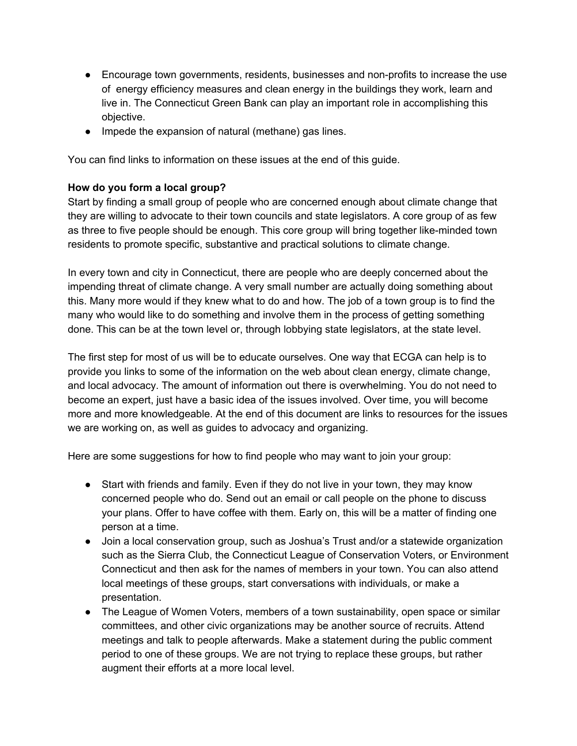- Encourage town governments, residents, businesses and non-profits to increase the use of energy efficiency measures and clean energy in the buildings they work, learn and live in. The Connecticut Green Bank can play an important role in accomplishing this objective.
- Impede the expansion of natural (methane) gas lines.

You can find links to information on these issues at the end of this guide.

**How do you form a local group?**

Start by finding a small group of people who are concerned enough about climate change that they are willing to advocate to their town councils and state legislators. A core group of as few as three to five people should be enough. This core group will bring together like-minded town residents to promote specific, substantive and practical solutions to climate change.

In every town and city in Connecticut, there are people who are deeply concerned about the impending threat of climate change. A very small number are actually doing something about this. Many more would if they knew what to do and how. The job of a town group is to find the many who would like to do something and involve them in the process of getting something done. This can be at the town level or, through lobbying state legislators, at the state level.

The first step for most of us will be to educate ourselves. One way that ECGA can help is to provide you links to some of the information on the web about clean energy, climate change, and local advocacy. The amount of information out there is overwhelming. You do not need to become an expert, just have a basic idea of the issues involved. Over time, you will become more and more knowledgeable. At the end of this document are links to resources for the issues we are working on, as well as guides to advocacy and organizing.

Here are some suggestions for how to find people who may want to join your group:

- Start with friends and family. Even if they do not live in your town, they may know concerned people who do. Send out an email or call people on the phone to discuss your plans. Offer to have coffee with them. Early on, this will be a matter of finding one person at a time.
- Join a local conservation group, such as Joshua's Trust and/or a statewide organization such as the Sierra Club, the Connecticut League of Conservation Voters, or Environment Connecticut and then ask for the names of members in your town. You can also attend local meetings of these groups, start conversations with individuals, or make a presentation.
- The League of Women Voters, members of a town sustainability, open space or similar committees, and other civic organizations may be another source of recruits. Attend meetings and talk to people afterwards. Make a statement during the public comment period to one of these groups. We are not trying to replace these groups, but rather augment their efforts at a more local level.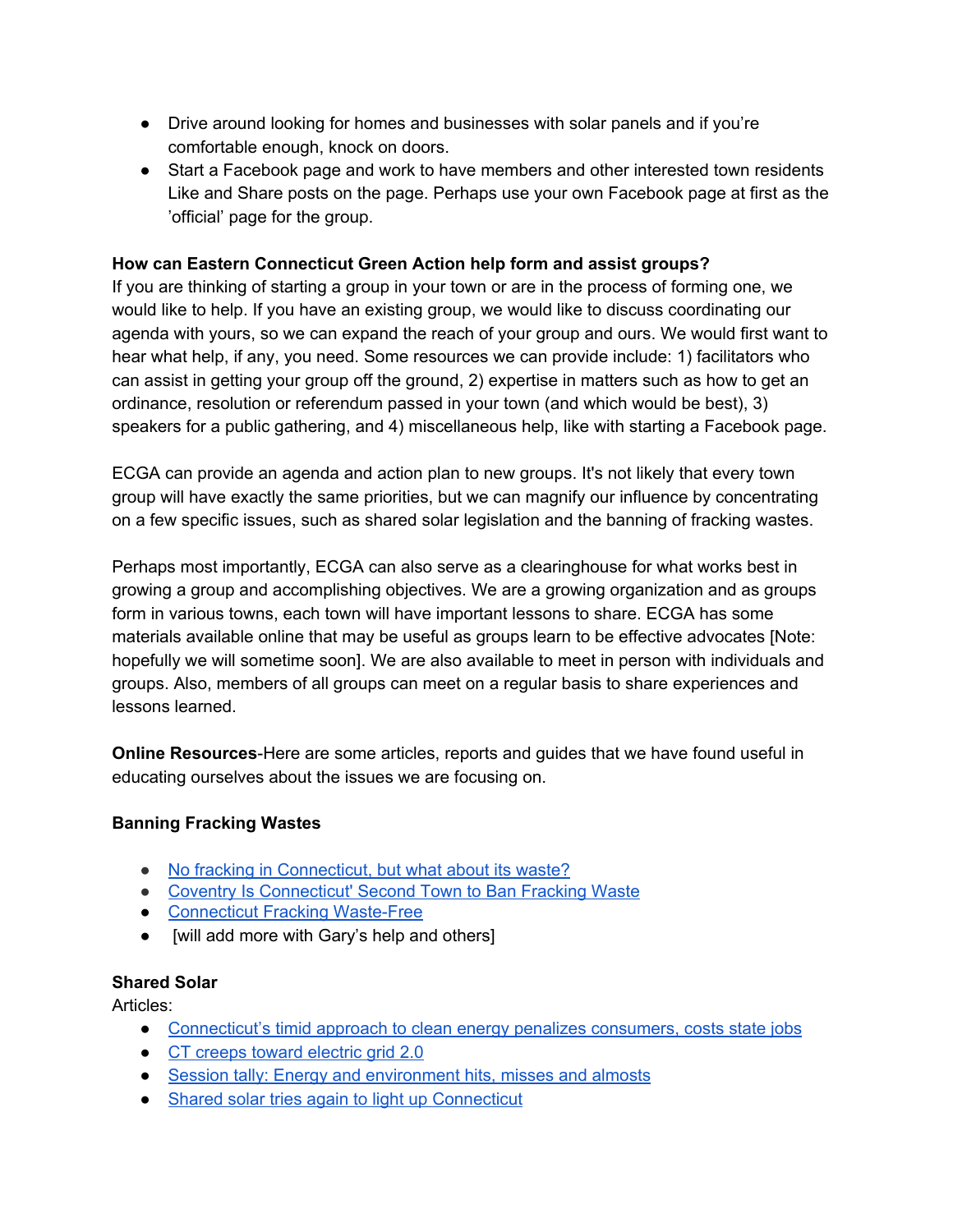- Drive around looking for homes and businesses with solar panels and if you're comfortable enough, knock on doors.
- Start a Facebook page and work to have members and other interested town residents Like and Share posts on the page. Perhaps use your own Facebook page at first as the 'official' page for the group.

**How can Eastern Connecticut Green Action help form and assist groups?**

If you are thinking of starting a group in your town or are in the process of forming one, we would like to help. If you have an existing group, we would like to discuss coordinating our agenda with yours, so we can expand the reach of your group and ours. We would first want to hear what help, if any, you need. Some resources we can provide include: 1) facilitators who can assist in getting your group off the ground, 2) expertise in matters such as how to get an ordinance, resolution or referendum passed in your town (and which would be best), 3) speakers for a public gathering, and 4) miscellaneous help, like with starting a Facebook page.

ECGA can provide an agenda and action plan to new groups. It's not likely that every town group will have exactly the same priorities, but we can magnify our influence by concentrating on a few specific issues, such as shared solar legislation and the banning of fracking wastes.

Perhaps most importantly, ECGA can also serve as a clearinghouse for what works best in growing a group and accomplishing objectives. We are a growing organization and as groups form in various towns, each town will have important lessons to share. ECGA has some materials available online that may be useful as groups learn to be effective advocates [Note: hopefully we will sometime soon]. We are also available to meet in person with individuals and groups. Also, members of all groups can meet on a regular basis to share experiences and lessons learned.

**Online Resources**-Here are some articles, reports and guides that we have found useful in educating ourselves about the issues we are focusing on.

**Banning Fracking Wastes**

- No fracking in Connecticut, but what about its waste?
- Coventry Is Connecticut' Second Town to Ban Fracking Waste
- Connecticut Fracking Waste-Free
- [will add more with Gary's help and others]

**Shared Solar**

Articles:

- Connecticut's timid approach to clean energy penalizes consumers, costs state jobs
- CT creeps toward electric grid 2.0
- Session tally: Energy and environment hits, misses and almosts
- Shared solar tries again to light up Connecticut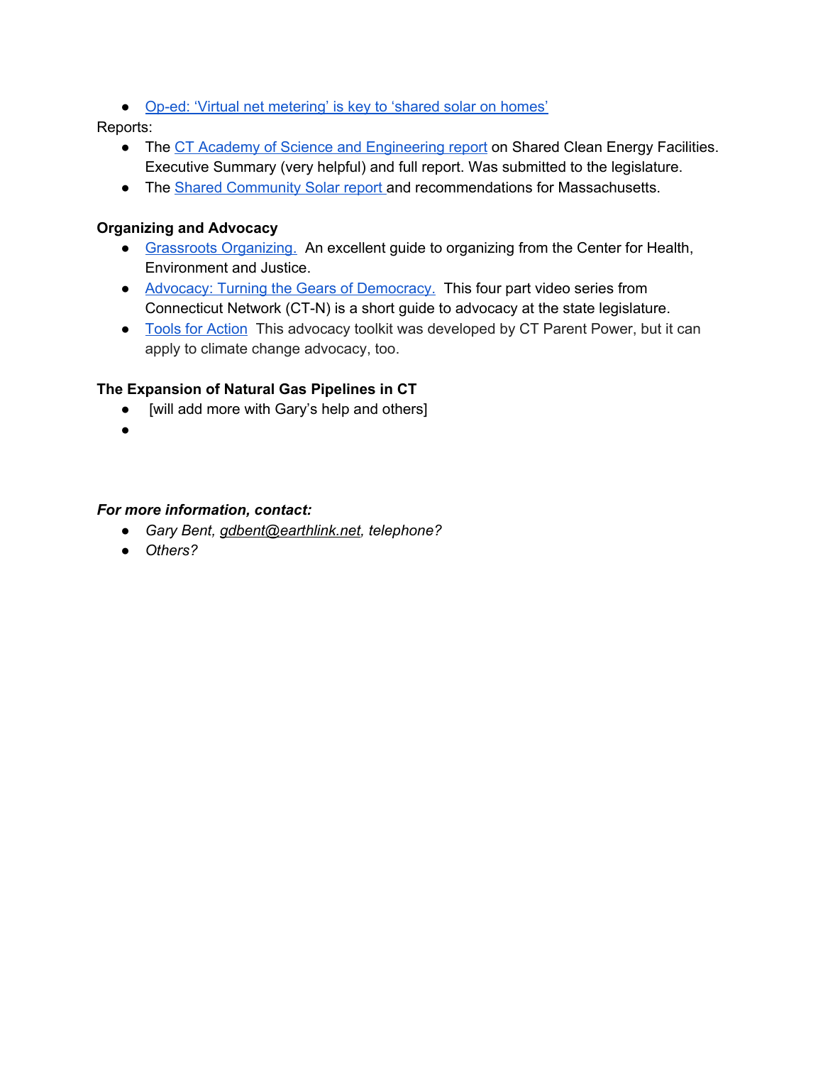- Op-ed: 'Virtual net metering' is key to 'shared solar on homes'

Reports:

- The CT Academy of Science and Engineering report on Shared Clean Energy Facilities. Executive Summary (very helpful) and full report. Was submitted to the legislature.
- The Shared Community Solar report and recommendations for Massachusetts.

**Organizing and Advocacy**

- Grassroots Organizing. An excellent guide to organizing from the Center for Health, Environment and Justice.
- Advocacy: Turning the Gears of Democracy. This four part video series from Connecticut Network (CT-N) is a short guide to advocacy at the state legislature.
- Tools for Action This advocacy toolkit was developed by CT Parent Power, but it can apply to climate change advocacy, too.

**The Expansion of Natural Gas Pipelines in CT**

- [will add more with Gary's help and others]
-

***For more information, contact:***

- *Gary Bent, gdbent@earthlink.net, telephone?*
- *Others?*